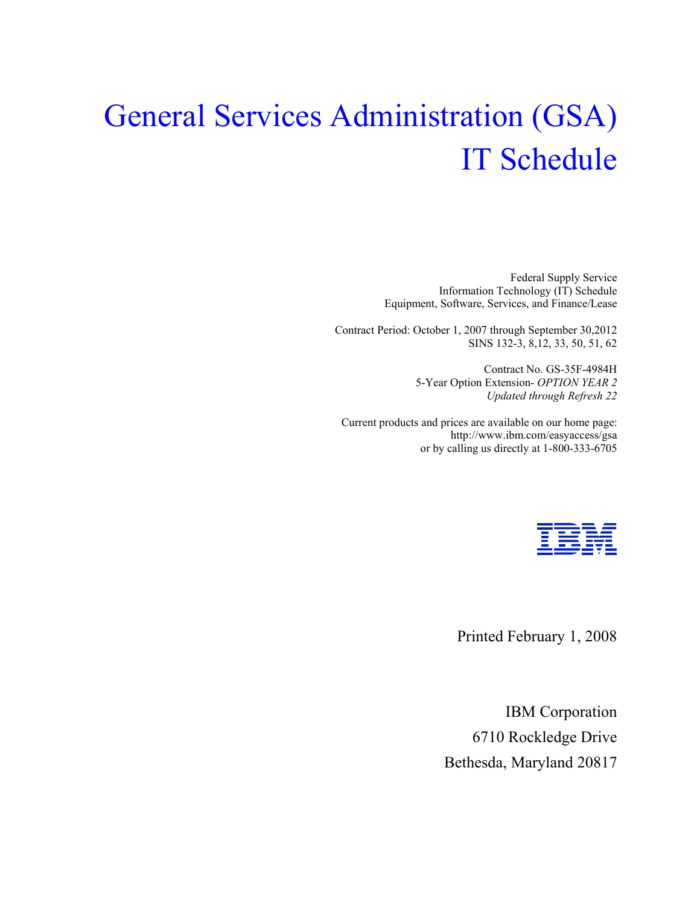# General Services Administration (GSA) IT Schedule

Federal Supply Service
Information Technology (IT) Schedule
Equipment, Software, Services, and Finance/Lease

Contract Period: October 1, 2007 through September 30,2012
SINS 132-3, 8,12, 33, 50, 51, 62

Contract No. GS-35F-4984H
5-Year Option Extension- *OPTION YEAR 2*
*Updated through Refresh 22*

Current products and prices are available on our home page:
http://www.ibm.com/easyaccess/gsa
or by calling us directly at 1-800-333-6705

IBM

Printed February 1, 2008

IBM Corporation
6710 Rockledge Drive
Bethesda, Maryland 20817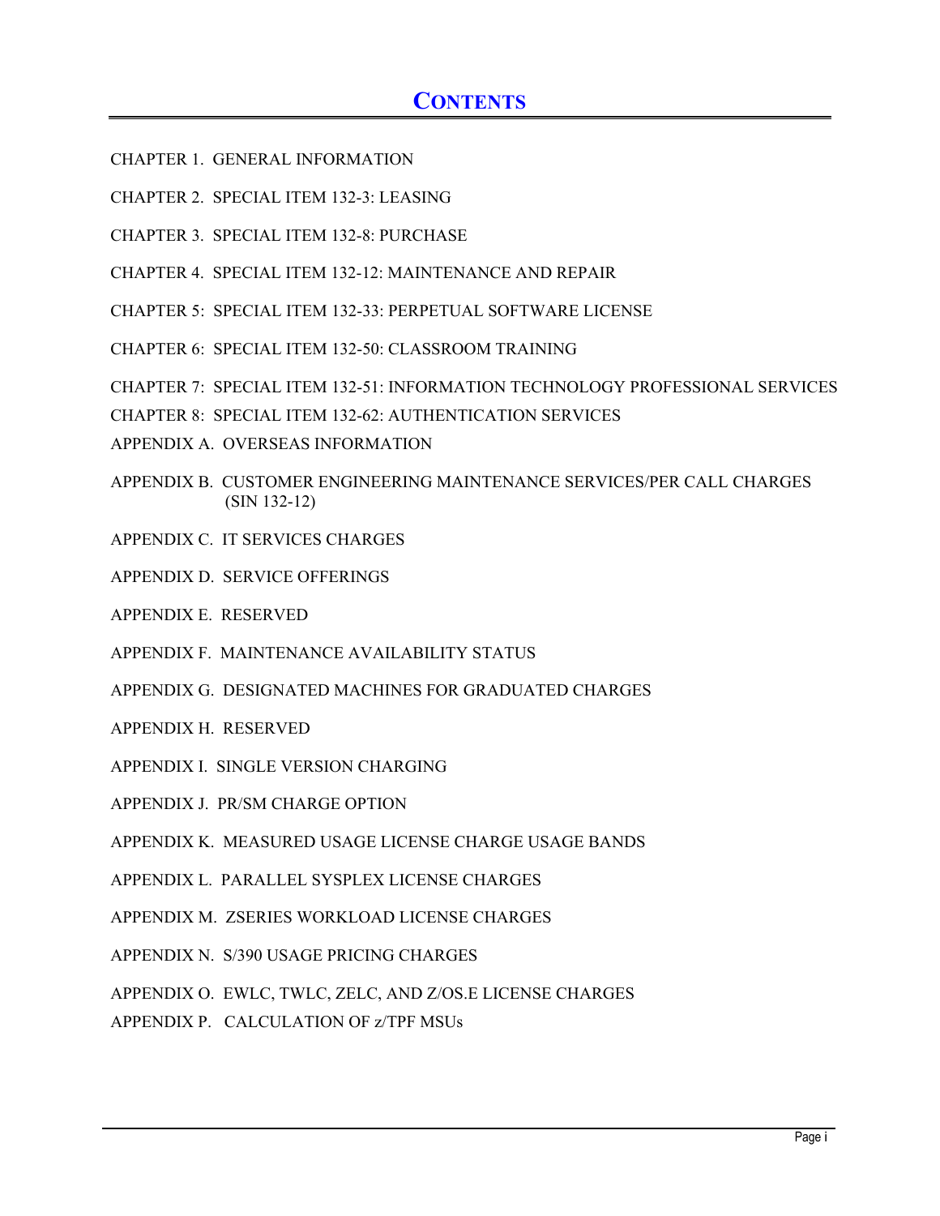# CONTENTS

CHAPTER 1. GENERAL INFORMATION

CHAPTER 2. SPECIAL ITEM 132-3: LEASING

CHAPTER 3. SPECIAL ITEM 132-8: PURCHASE

CHAPTER 4. SPECIAL ITEM 132-12: MAINTENANCE AND REPAIR

CHAPTER 5: SPECIAL ITEM 132-33: PERPETUAL SOFTWARE LICENSE

CHAPTER 6: SPECIAL ITEM 132-50: CLASSROOM TRAINING

CHAPTER 7: SPECIAL ITEM 132-51: INFORMATION TECHNOLOGY PROFESSIONAL SERVICES

CHAPTER 8: SPECIAL ITEM 132-62: AUTHENTICATION SERVICES

APPENDIX A. OVERSEAS INFORMATION

APPENDIX B. CUSTOMER ENGINEERING MAINTENANCE SERVICES/PER CALL CHARGES (SIN 132-12)

APPENDIX C. IT SERVICES CHARGES

APPENDIX D. SERVICE OFFERINGS

APPENDIX E. RESERVED

APPENDIX F. MAINTENANCE AVAILABILITY STATUS

APPENDIX G. DESIGNATED MACHINES FOR GRADUATED CHARGES

APPENDIX H. RESERVED

APPENDIX I. SINGLE VERSION CHARGING

APPENDIX J. PR/SM CHARGE OPTION

APPENDIX K. MEASURED USAGE LICENSE CHARGE USAGE BANDS

APPENDIX L. PARALLEL SYSPLEX LICENSE CHARGES

APPENDIX M. ZSERIES WORKLOAD LICENSE CHARGES

APPENDIX N. S/390 USAGE PRICING CHARGES

APPENDIX O. EWLC, TWLC, ZELC, AND Z/OS.E LICENSE CHARGES

APPENDIX P. CALCULATION OF z/TPF MSUs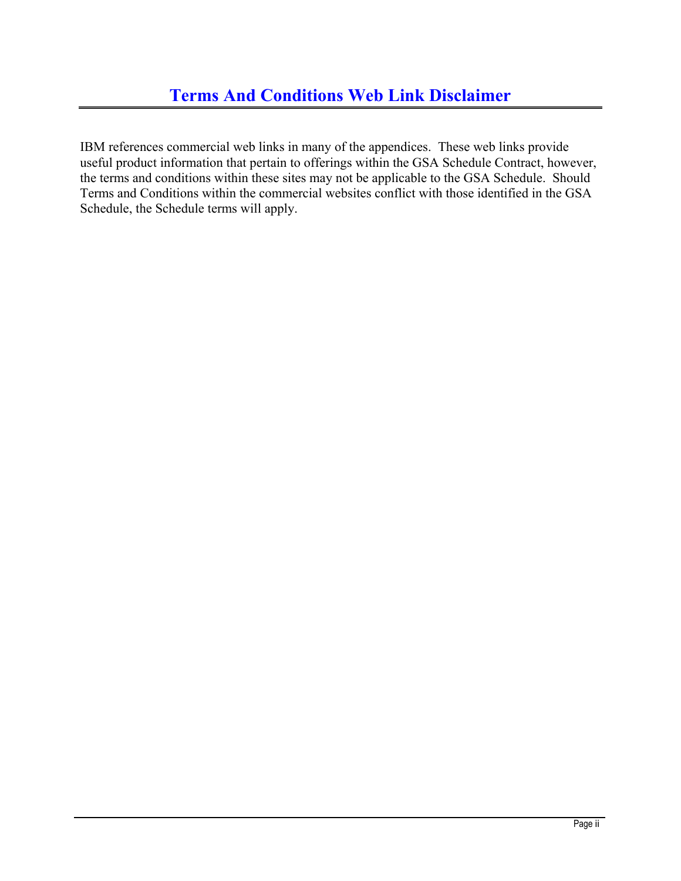# Terms And Conditions Web Link Disclaimer

IBM references commercial web links in many of the appendices. These web links provide useful product information that pertain to offerings within the GSA Schedule Contract, however, the terms and conditions within these sites may not be applicable to the GSA Schedule. Should Terms and Conditions within the commercial websites conflict with those identified in the GSA Schedule, the Schedule terms will apply.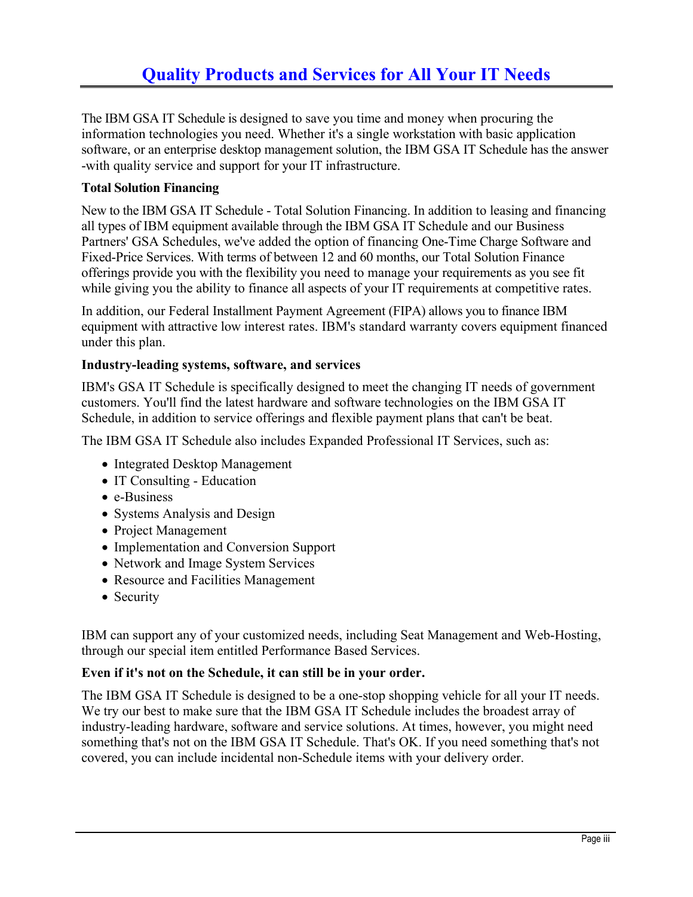# Quality Products and Services for All Your IT Needs

The IBM GSA IT Schedule is designed to save you time and money when procuring the information technologies you need. Whether it's a single workstation with basic application software, or an enterprise desktop management solution, the IBM GSA IT Schedule has the answer -with quality service and support for your IT infrastructure.

**Total Solution Financing**

New to the IBM GSA IT Schedule - Total Solution Financing. In addition to leasing and financing all types of IBM equipment available through the IBM GSA IT Schedule and our Business Partners' GSA Schedules, we've added the option of financing One-Time Charge Software and Fixed-Price Services. With terms of between 12 and 60 months, our Total Solution Finance offerings provide you with the flexibility you need to manage your requirements as you see fit while giving you the ability to finance all aspects of your IT requirements at competitive rates.

In addition, our Federal Installment Payment Agreement (FIPA) allows you to finance IBM equipment with attractive low interest rates. IBM's standard warranty covers equipment financed under this plan.

**Industry-leading systems, software, and services**

IBM's GSA IT Schedule is specifically designed to meet the changing IT needs of government customers. You'll find the latest hardware and software technologies on the IBM GSA IT Schedule, in addition to service offerings and flexible payment plans that can't be beat.

The IBM GSA IT Schedule also includes Expanded Professional IT Services, such as:

- Integrated Desktop Management
- IT Consulting - Education
- e-Business
- Systems Analysis and Design
- Project Management
- Implementation and Conversion Support
- Network and Image System Services
- Resource and Facilities Management
- Security

IBM can support any of your customized needs, including Seat Management and Web-Hosting, through our special item entitled Performance Based Services.

**Even if it's not on the Schedule, it can still be in your order.**

The IBM GSA IT Schedule is designed to be a one-stop shopping vehicle for all your IT needs. We try our best to make sure that the IBM GSA IT Schedule includes the broadest array of industry-leading hardware, software and service solutions. At times, however, you might need something that's not on the IBM GSA IT Schedule. That's OK. If you need something that's not covered, you can include incidental non-Schedule items with your delivery order.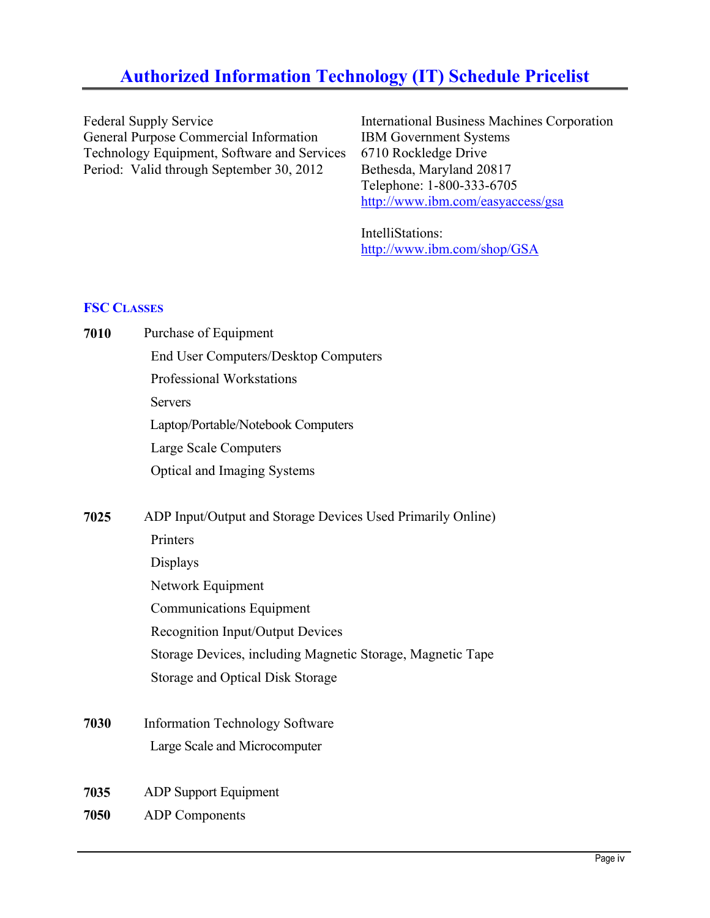# Authorized Information Technology (IT) Schedule Pricelist

Federal Supply Service
General Purpose Commercial Information Technology Equipment, Software and Services
Period: Valid through September 30, 2012

International Business Machines Corporation
IBM Government Systems
6710 Rockledge Drive
Bethesda, Maryland 20817
Telephone: 1-800-333-6705
http://www.ibm.com/easyaccess/gsa

IntelliStations:
http://www.ibm.com/shop/GSA

## FSC Classes

**7010** Purchase of Equipment

- End User Computers/Desktop Computers
- Professional Workstations
- Servers
- Laptop/Portable/Notebook Computers
- Large Scale Computers
- Optical and Imaging Systems

**7025** ADP Input/Output and Storage Devices Used Primarily Online)

- Printers
- Displays
- Network Equipment
- Communications Equipment
- Recognition Input/Output Devices
- Storage Devices, including Magnetic Storage, Magnetic Tape
- Storage and Optical Disk Storage

**7030** Information Technology Software

- Large Scale and Microcomputer

**7035** ADP Support Equipment

**7050** ADP Components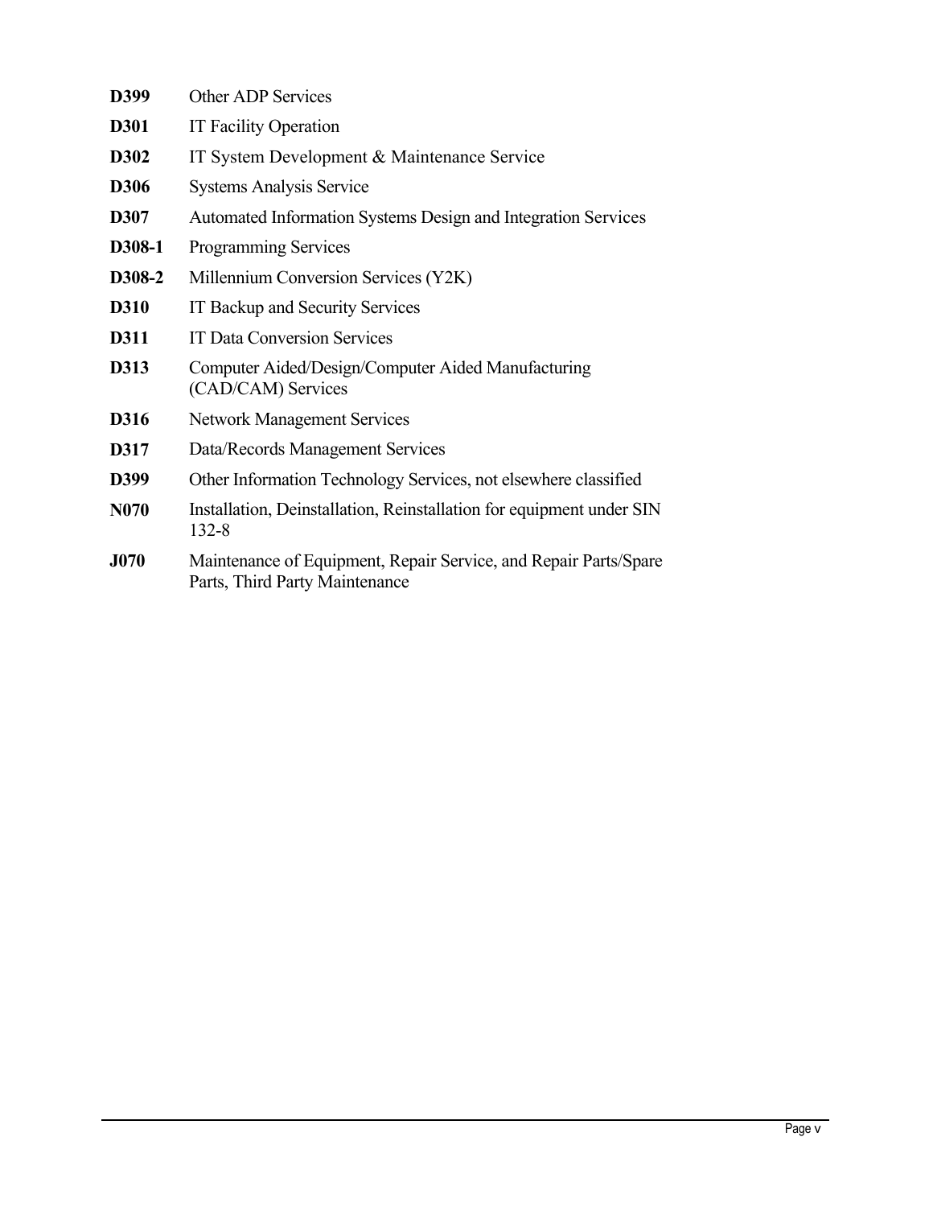**D399** Other ADP Services

**D301** IT Facility Operation

**D302** IT System Development & Maintenance Service

**D306** Systems Analysis Service

**D307** Automated Information Systems Design and Integration Services

**D308-1** Programming Services

**D308-2** Millennium Conversion Services (Y2K)

**D310** IT Backup and Security Services

**D311** IT Data Conversion Services

**D313** Computer Aided/Design/Computer Aided Manufacturing (CAD/CAM) Services

**D316** Network Management Services

**D317** Data/Records Management Services

**D399** Other Information Technology Services, not elsewhere classified

**N070** Installation, Deinstallation, Reinstallation for equipment under SIN 132-8

**J070** Maintenance of Equipment, Repair Service, and Repair Parts/Spare Parts, Third Party Maintenance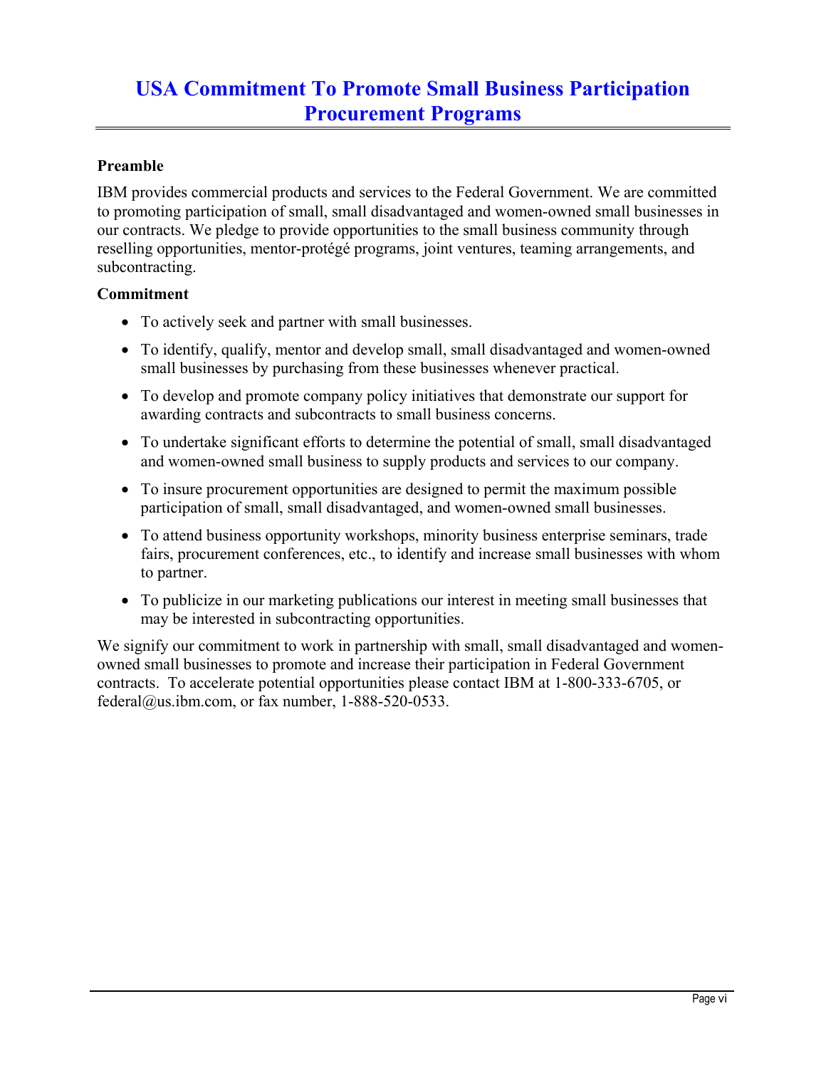# USA Commitment To Promote Small Business Participation Procurement Programs

**Preamble**

IBM provides commercial products and services to the Federal Government. We are committed to promoting participation of small, small disadvantaged and women-owned small businesses in our contracts. We pledge to provide opportunities to the small business community through reselling opportunities, mentor-protégé programs, joint ventures, teaming arrangements, and subcontracting.

**Commitment**

- To actively seek and partner with small businesses.
- To identify, qualify, mentor and develop small, small disadvantaged and women-owned small businesses by purchasing from these businesses whenever practical.
- To develop and promote company policy initiatives that demonstrate our support for awarding contracts and subcontracts to small business concerns.
- To undertake significant efforts to determine the potential of small, small disadvantaged and women-owned small business to supply products and services to our company.
- To insure procurement opportunities are designed to permit the maximum possible participation of small, small disadvantaged, and women-owned small businesses.
- To attend business opportunity workshops, minority business enterprise seminars, trade fairs, procurement conferences, etc., to identify and increase small businesses with whom to partner.
- To publicize in our marketing publications our interest in meeting small businesses that may be interested in subcontracting opportunities.

We signify our commitment to work in partnership with small, small disadvantaged and women-owned small businesses to promote and increase their participation in Federal Government contracts. To accelerate potential opportunities please contact IBM at 1-800-333-6705, or federal@us.ibm.com, or fax number, 1-888-520-0533.